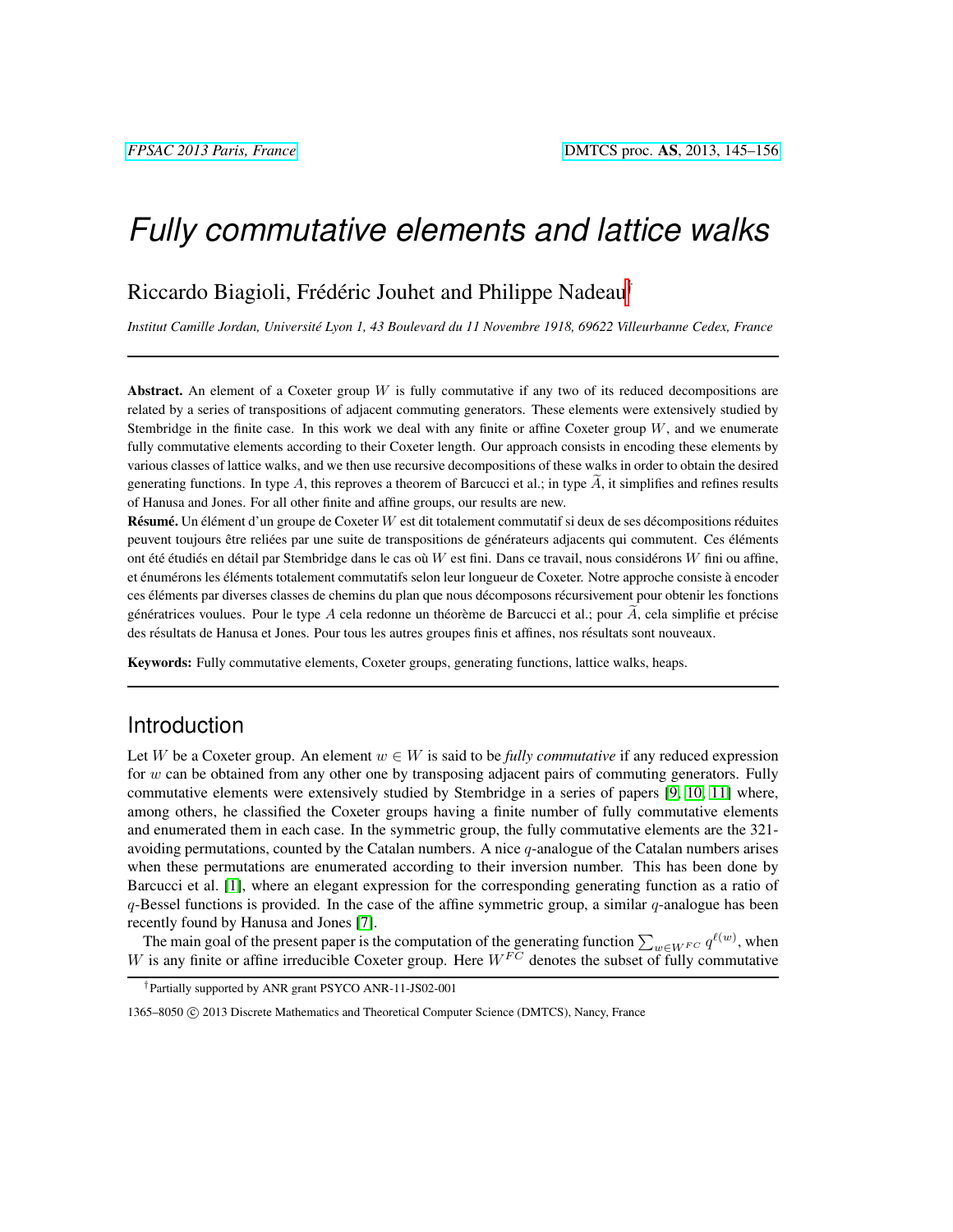# Fully commutative elements and lattice walks

Riccardo Biagioli, Frédéric Jouhet and Philippe Nadeau[†]

*Institut Camille Jordan, Université Lyon 1, 43 Boulevard du 11 Novembre 1918, 69622 Villeurbanne Cedex, France*

---

**Abstract.** An element of a Coxeter group $W$ is fully commutative if any two of its reduced decompositions are related by a series of transpositions of adjacent commuting generators. These elements were extensively studied by Stembridge in the finite case. In this work we deal with any finite or affine Coxeter group $W$, and we enumerate fully commutative elements according to their Coxeter length. Our approach consists in encoding these elements by various classes of lattice walks, and we then use recursive decompositions of these walks in order to obtain the desired generating functions. In type $A$, this reproves a theorem of Barcucci et al.; in type $\widetilde{A}$, it simplifies and refines results of Hanusa and Jones. For all other finite and affine groups, our results are new.

**Résumé.** Un élément d'un groupe de Coxeter $W$ est dit totalement commutatif si deux de ses décompositions réduites peuvent toujours être reliées par une suite de transpositions de générateurs adjacents qui commutent. Ces éléments ont été étudiés en détail par Stembridge dans le cas où $W$ est fini. Dans ce travail, nous considérons $W$ fini ou affine, et énumérons les éléments totalement commutatifs selon leur longueur de Coxeter. Notre approche consiste à encoder ces éléments par diverses classes de chemins du plan que nous décomposons récursivement pour obtenir les fonctions génératrices voulues. Pour le type $A$ cela redonne un théorème de Barcucci et al.; pour $\widetilde{A}$, cela simplifie et précise des résultats de Hanusa et Jones. Pour tous les autres groupes finis et affines, nos résultats sont nouveaux.

**Keywords:** Fully commutative elements, Coxeter groups, generating functions, lattice walks, heaps.

---

## Introduction

Let $W$ be a Coxeter group. An element $w \in W$ is said to be *fully commutative* if any reduced expression for $w$ can be obtained from any other one by transposing adjacent pairs of commuting generators. Fully commutative elements were extensively studied by Stembridge in a series of papers [9, 10, 11] where, among others, he classified the Coxeter groups having a finite number of fully commutative elements and enumerated them in each case. In the symmetric group, the fully commutative elements are the 321-avoiding permutations, counted by the Catalan numbers. A nice $q$-analogue of the Catalan numbers arises when these permutations are enumerated according to their inversion number. This has been done by Barcucci et al. [1], where an elegant expression for the corresponding generating function as a ratio of $q$-Bessel functions is provided. In the case of the affine symmetric group, a similar $q$-analogue has been recently found by Hanusa and Jones [7].

The main goal of the present paper is the computation of the generating function $\sum_{w \in W^{FC}} q^{\ell(w)}$, when $W$ is any finite or affine irreducible Coxeter group. Here $W^{FC}$ denotes the subset of fully commutative

---

[†]Partially supported by ANR grant PSYCO ANR-11-JS02-001

1365–8050 © 2013 Discrete Mathematics and Theoretical Computer Science (DMTCS), Nancy, France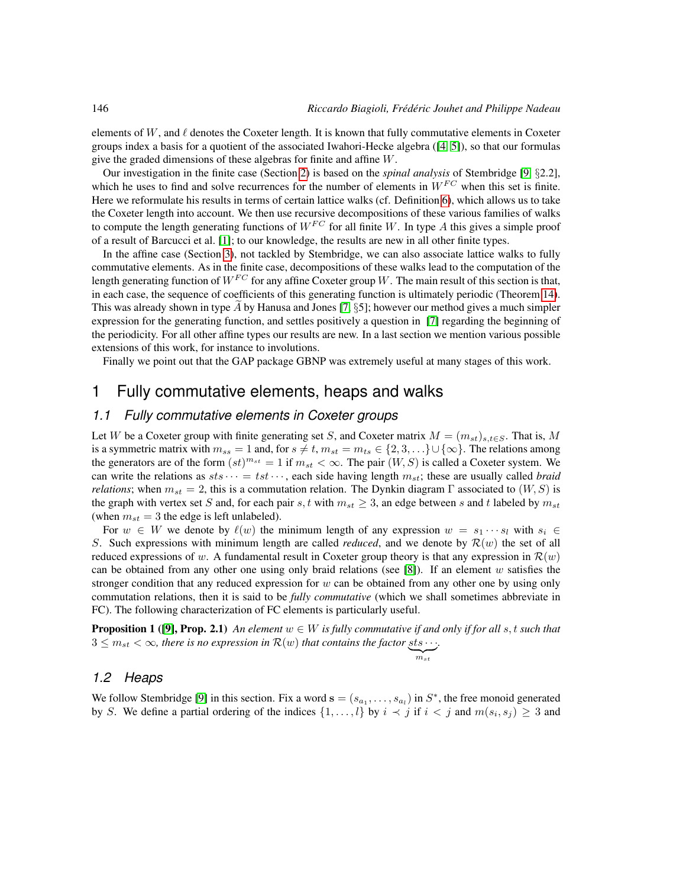elements of $W$, and $\ell$ denotes the Coxeter length. It is known that fully commutative elements in Coxeter groups index a basis for a quotient of the associated Iwahori-Hecke algebra ([4, 5]), so that our formulas give the graded dimensions of these algebras for finite and affine $W$.

Our investigation in the finite case (Section 2) is based on the *spinal analysis* of Stembridge [9, §2.2], which he uses to find and solve recurrences for the number of elements in $W^{FC}$ when this set is finite. Here we reformulate his results in terms of certain lattice walks (cf. Definition 6), which allows us to take the Coxeter length into account. We then use recursive decompositions of these various families of walks to compute the length generating functions of $W^{FC}$ for all finite $W$. In type $A$ this gives a simple proof of a result of Barcucci et al. [1]; to our knowledge, the results are new in all other finite types.

In the affine case (Section 3), not tackled by Stembridge, we can also associate lattice walks to fully commutative elements. As in the finite case, decompositions of these walks lead to the computation of the length generating function of $W^{FC}$ for any affine Coxeter group $W$. The main result of this section is that, in each case, the sequence of coefficients of this generating function is ultimately periodic (Theorem 14). This was already shown in type $\widetilde{A}$ by Hanusa and Jones [7, §5]; however our method gives a much simpler expression for the generating function, and settles positively a question in [7] regarding the beginning of the periodicity. For all other affine types our results are new. In a last section we mention various possible extensions of this work, for instance to involutions.

Finally we point out that the GAP package GBNP was extremely useful at many stages of this work.

# 1 Fully commutative elements, heaps and walks

## 1.1 Fully commutative elements in Coxeter groups

Let $W$ be a Coxeter group with finite generating set $S$, and Coxeter matrix $M = (m_{st})_{s,t\in S}$. That is, $M$ is a symmetric matrix with $m_{ss} = 1$ and, for $s \neq t$, $m_{st} = m_{ts} \in \{2, 3, \ldots\} \cup \{\infty\}$. The relations among the generators are of the form $(st)^{m_{st}} = 1$ if $m_{st} < \infty$. The pair $(W, S)$ is called a Coxeter system. We can write the relations as $sts\cdots = tst\cdots$, each side having length $m_{st}$; these are usually called *braid relations*; when $m_{st} = 2$, this is a commutation relation. The Dynkin diagram $\Gamma$ associated to $(W, S)$ is the graph with vertex set $S$ and, for each pair $s, t$ with $m_{st} \geq 3$, an edge between $s$ and $t$ labeled by $m_{st}$ (when $m_{st} = 3$ the edge is left unlabeled).

For $w \in W$ we denote by $\ell(w)$ the minimum length of any expression $w = s_1 \cdots s_l$ with $s_i \in S$. Such expressions with minimum length are called *reduced*, and we denote by $\mathcal{R}(w)$ the set of all reduced expressions of $w$. A fundamental result in Coxeter group theory is that any expression in $\mathcal{R}(w)$ can be obtained from any other one using only braid relations (see [8]). If an element $w$ satisfies the stronger condition that any reduced expression for $w$ can be obtained from any other one by using only commutation relations, then it is said to be *fully commutative* (which we shall sometimes abbreviate in FC). The following characterization of FC elements is particularly useful.

**Proposition 1 ([9], Prop. 2.1)** *An element $w \in W$ is fully commutative if and only if for all $s, t$ such that $3 \leq m_{st} < \infty$, there is no expression in $\mathcal{R}(w)$ that contains the factor $\underbrace{sts\cdots}_{m_{st}}$.*

## 1.2 Heaps

We follow Stembridge [9] in this section. Fix a word $\mathbf{s} = (s_{a_1}, \ldots, s_{a_l})$ in $S^*$, the free monoid generated by $S$. We define a partial ordering of the indices $\{1, \ldots, l\}$ by $i \prec j$ if $i < j$ and $m(s_i, s_j) \geq 3$ and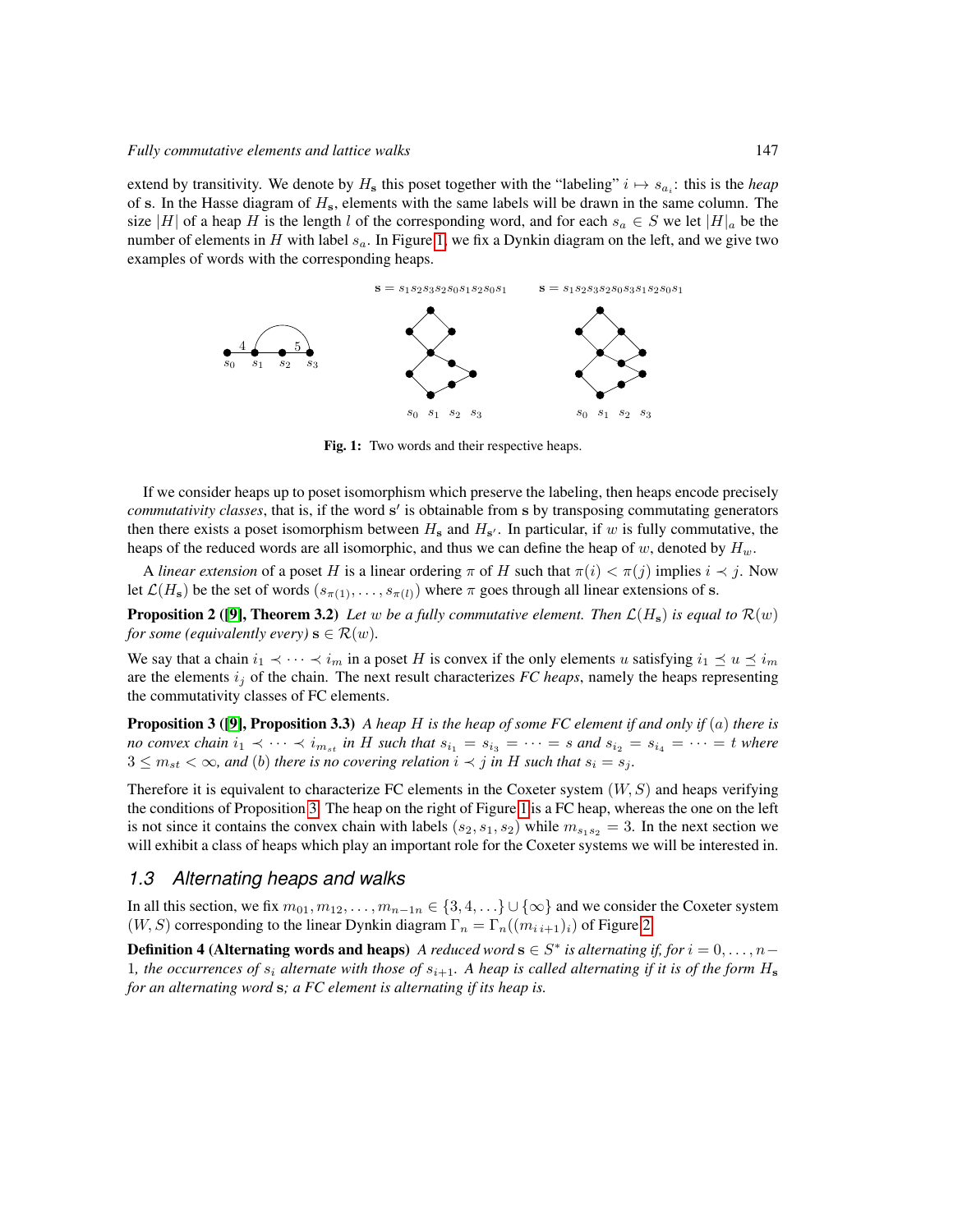extend by transitivity. We denote by $H_{\mathbf{s}}$ this poset together with the "labeling" $i \mapsto s_{a_i}$: this is the *heap* of $\mathbf{s}$. In the Hasse diagram of $H_{\mathbf{s}}$, elements with the same labels will be drawn in the same column. The size $|H|$ of a heap $H$ is the length $l$ of the corresponding word, and for each $s_a \in S$ we let $|H|_a$ be the number of elements in $H$ with label $s_a$. In Figure 1, we fix a Dynkin diagram on the left, and we give two examples of words with the corresponding heaps.

$\mathbf{s} = s_1s_2s_3s_2s_0s_1s_2s_0s_1$ $\qquad$ $\mathbf{s} = s_1s_2s_3s_2s_0s_3s_1s_2s_0s_1$

**Fig. 1:** Two words and their respective heaps.

If we consider heaps up to poset isomorphism which preserve the labeling, then heaps encode precisely *commutativity classes*, that is, if the word $\mathbf{s}'$ is obtainable from $\mathbf{s}$ by transposing commuting generators then there exists a poset isomorphism between $H_{\mathbf{s}}$ and $H_{\mathbf{s}'}$. In particular, if $w$ is fully commutative, the heaps of the reduced words are all isomorphic, and thus we can define the heap of $w$, denoted by $H_w$.

A *linear extension* of a poset $H$ is a linear ordering $\pi$ of $H$ such that $\pi(i) < \pi(j)$ implies $i \prec j$. Now let $\mathcal{L}(H_{\mathbf{s}})$ be the set of words $(s_{\pi(1)}, \ldots, s_{\pi(l)})$ where $\pi$ goes through all linear extensions of $\mathbf{s}$.

**Proposition 2 ([9], Theorem 3.2)** *Let $w$ be a fully commutative element. Then $\mathcal{L}(H_{\mathbf{s}})$ is equal to $\mathcal{R}(w)$ for some (equivalently every) $\mathbf{s} \in \mathcal{R}(w)$.*

We say that a chain $i_1 \prec \cdots \prec i_m$ in a poset $H$ is convex if the only elements $u$ satisfying $i_1 \preceq u \preceq i_m$ are the elements $i_j$ of the chain. The next result characterizes *FC heaps*, namely the heaps representing the commutativity classes of FC elements.

**Proposition 3 ([9], Proposition 3.3)** *A heap $H$ is the heap of some FC element if and only if $(a)$ there is no convex chain $i_1 \prec \cdots \prec i_{m_{st}}$ in $H$ such that $s_{i_1} = s_{i_3} = \cdots = s$ and $s_{i_2} = s_{i_4} = \cdots = t$ where $3 \leq m_{st} < \infty$, and $(b)$ there is no covering relation $i \prec j$ in $H$ such that $s_i = s_j$.*

Therefore it is equivalent to characterize FC elements in the Coxeter system $(W, S)$ and heaps verifying the conditions of Proposition 3. The heap on the right of Figure 1 is a FC heap, whereas the one on the left is not since it contains the convex chain with labels $(s_2, s_1, s_2)$ while $m_{s_1s_2} = 3$. In the next section we will exhibit a class of heaps which play an important role for the Coxeter systems we will be interested in.

## 1.3 Alternating heaps and walks

In all this section, we fix $m_{01}, m_{12}, \ldots, m_{n-1n} \in \{3, 4, \ldots\} \cup \{\infty\}$ and we consider the Coxeter system $(W, S)$ corresponding to the linear Dynkin diagram $\Gamma_n = \Gamma_n((m_{i\,i+1})_i)$ of Figure 2.

**Definition 4 (Alternating words and heaps)** *A reduced word $\mathbf{s} \in S^*$ is alternating if, for $i = 0, \ldots, n-1$, the occurrences of $s_i$ alternate with those of $s_{i+1}$. A heap is called alternating if it is of the form $H_{\mathbf{s}}$ for an alternating word $\mathbf{s}$; a FC element is alternating if its heap is.*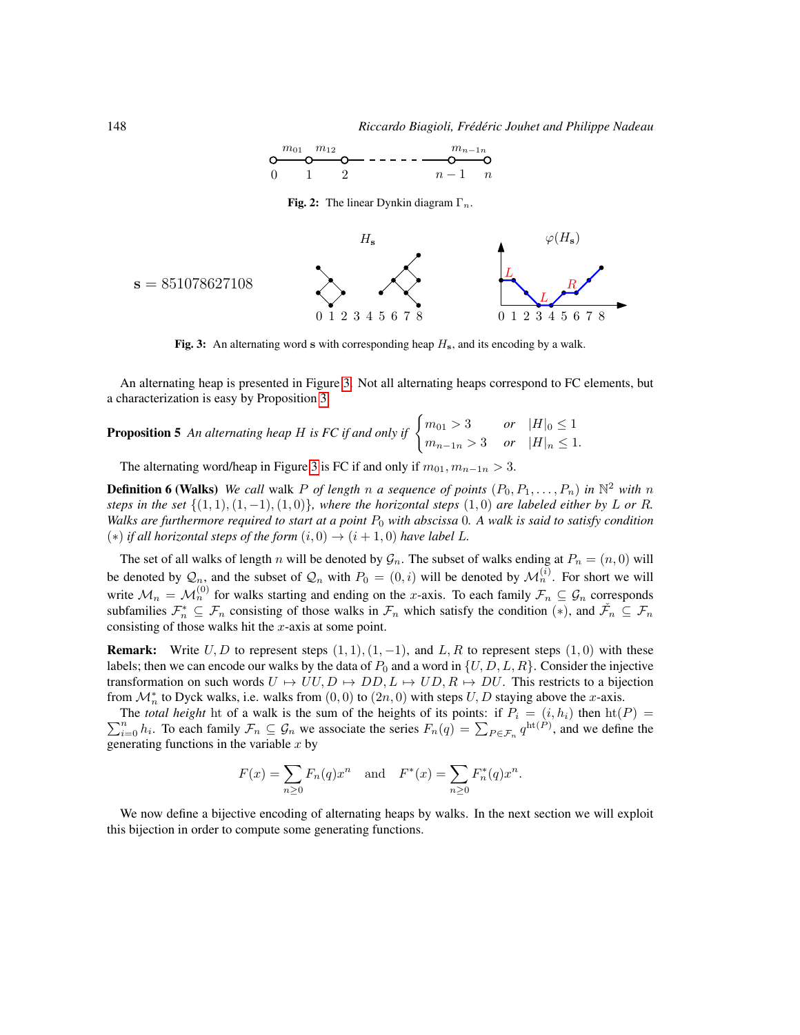Fig. 2: The linear Dynkin diagram $\Gamma_n$.

$\mathbf{s} = 851078627108$

Fig. 3: An alternating word $\mathbf{s}$ with corresponding heap $H_{\mathbf{s}}$, and its encoding by a walk.

An alternating heap is presented in Figure 3. Not all alternating heaps correspond to FC elements, but a characterization is easy by Proposition 3.

**Proposition 5** *An alternating heap $H$ is FC if and only if* $\begin{cases} m_{01} > 3 & \text{or} \quad |H|_0 \leq 1 \\ m_{n-1n} > 3 & \text{or} \quad |H|_n \leq 1. \end{cases}$

The alternating word/heap in Figure 3 is FC if and only if $m_{01}, m_{n-1n} > 3$.

**Definition 6 (Walks)** *We call* walk *$P$ of length $n$ a sequence of points $(P_0, P_1, \ldots, P_n)$ in $\mathbb{N}^2$ with $n$ steps in the set $\{(1,1), (1,-1), (1,0)\}$, where the horizontal steps $(1,0)$ are labeled either by $L$ or $R$. Walks are furthermore required to start at a point $P_0$ with abscissa $0$. A walk is said to satisfy condition $(*)$ if all horizontal steps of the form $(i,0) \to (i+1,0)$ have label $L$.*

The set of all walks of length $n$ will be denoted by $\mathcal{G}_n$. The subset of walks ending at $P_n = (n,0)$ will be denoted by $\mathcal{Q}_n$, and the subset of $\mathcal{Q}_n$ with $P_0 = (0,i)$ will be denoted by $\mathcal{M}_n^{(i)}$. For short we will write $\mathcal{M}_n = \mathcal{M}_n^{(0)}$ for walks starting and ending on the $x$-axis. To each family $\mathcal{F}_n \subseteq \mathcal{G}_n$ corresponds subfamilies $\mathcal{F}_n^* \subseteq \mathcal{F}_n$ consisting of those walks in $\mathcal{F}_n$ which satisfy the condition $(*)$, and $\check{\mathcal{F}}_n \subseteq \mathcal{F}_n$ consisting of those walks hit the $x$-axis at some point.

**Remark:** Write $U, D$ to represent steps $(1,1), (1,-1)$, and $L, R$ to represent steps $(1,0)$ with these labels; then we can encode our walks by the data of $P_0$ and a word in $\{U, D, L, R\}$. Consider the injective transformation on such words $U \mapsto UU, D \mapsto DD, L \mapsto UD, R \mapsto DU$. This restricts to a bijection from $\mathcal{M}_n^*$ to Dyck walks, i.e. walks from $(0,0)$ to $(2n,0)$ with steps $U, D$ staying above the $x$-axis.

The *total height* ht of a walk is the sum of the heights of its points: if $P_i = (i, h_i)$ then $\mathrm{ht}(P) = \sum_{i=0}^{n} h_i$. To each family $\mathcal{F}_n \subseteq \mathcal{G}_n$ we associate the series $F_n(q) = \sum_{P \in \mathcal{F}_n} q^{\mathrm{ht}(P)}$, and we define the generating functions in the variable $x$ by

$$F(x) = \sum_{n \geq 0} F_n(q) x^n \quad \text{and} \quad F^*(x) = \sum_{n \geq 0} F_n^*(q) x^n.$$

We now define a bijective encoding of alternating heaps by walks. In the next section we will exploit this bijection in order to compute some generating functions.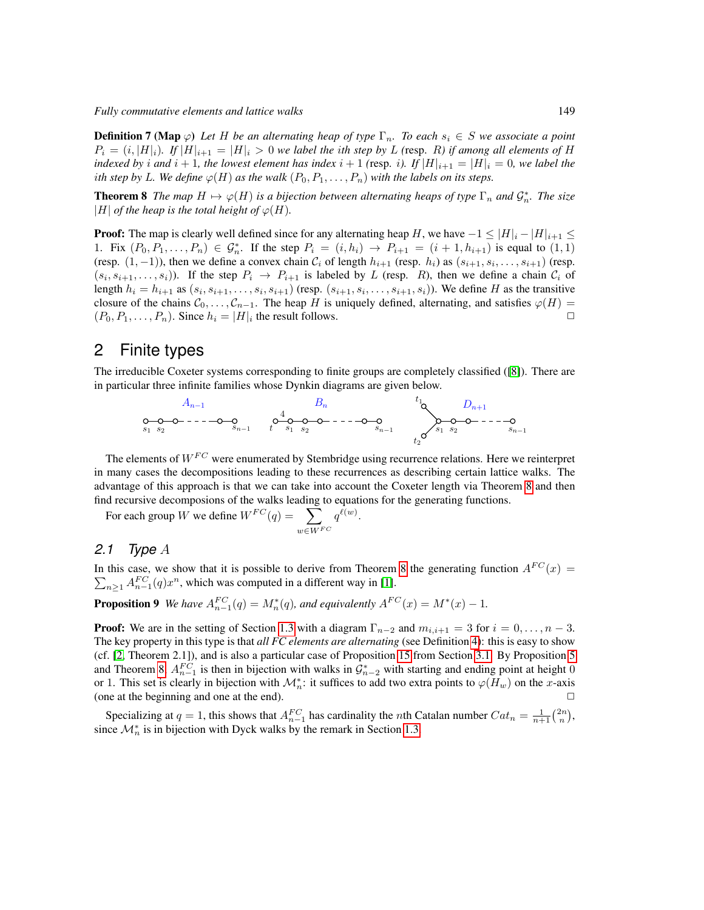**Definition 7 (Map $\varphi$)** *Let $H$ be an alternating heap of type $\Gamma_n$. To each $s_i \in S$ we associate a point $P_i = (i, |H|_i)$. If $|H|_{i+1} = |H|_i > 0$ we label the ith step by $L$ (resp. $R$) if among all elements of $H$ indexed by $i$ and $i+1$, the lowest element has index $i+1$ (resp. $i$). If $|H|_{i+1} = |H|_i = 0$, we label the ith step by $L$. We define $\varphi(H)$ as the walk $(P_0, P_1, \ldots, P_n)$ with the labels on its steps.*

**Theorem 8** *The map $H \mapsto \varphi(H)$ is a bijection between alternating heaps of type $\Gamma_n$ and $\mathcal{G}_n^*$. The size $|H|$ of the heap is the total height of $\varphi(H)$.*

**Proof:** The map is clearly well defined since for any alternating heap $H$, we have $-1 \leq |H|_i - |H|_{i+1} \leq 1$. Fix $(P_0, P_1, \ldots, P_n) \in \mathcal{G}_n^*$. If the step $P_i = (i, h_i) \to P_{i+1} = (i+1, h_{i+1})$ is equal to $(1,1)$ (resp. $(1,-1)$), then we define a convex chain $\mathcal{C}_i$ of length $h_{i+1}$ (resp. $h_i$) as $(s_{i+1}, s_i, \ldots, s_{i+1})$ (resp. $(s_i, s_{i+1}, \ldots, s_i)$). If the step $P_i \to P_{i+1}$ is labeled by $L$ (resp. $R$), then we define a chain $\mathcal{C}_i$ of length $h_i = h_{i+1}$ as $(s_i, s_{i+1}, \ldots, s_i, s_{i+1})$ (resp. $(s_{i+1}, s_i, \ldots, s_{i+1}, s_i)$). We define $H$ as the transitive closure of the chains $\mathcal{C}_0, \ldots, \mathcal{C}_{n-1}$. The heap $H$ is uniquely defined, alternating, and satisfies $\varphi(H) = (P_0, P_1, \ldots, P_n)$. Since $h_i = |H|_i$ the result follows. $\Box$

## 2 Finite types

The irreducible Coxeter systems corresponding to finite groups are completely classified ([8]). There are in particular three infinite families whose Dynkin diagrams are given below.

$A_{n-1}$: $s_1 - s_2 - \cdots - s_{n-1}$ $\qquad$ $B_n$: $t \overset{4}{-} s_1 - s_2 - \cdots - s_{n-1}$ $\qquad$ $D_{n+1}$: $t_1, t_2 - s_1 - s_2 - \cdots - s_{n-1}$

The elements of $W^{FC}$ were enumerated by Stembridge using recurrence relations. Here we reinterpret in many cases the decompositions leading to these recurrences as describing certain lattice walks. The advantage of this approach is that we can take into account the Coxeter length via Theorem 8 and then find recursive decompositions of the walks leading to equations for the generating functions.

For each group $W$ we define $W^{FC}(q) = \sum_{w \in W^{FC}} q^{\ell(w)}$.

### 2.1 Type $A$

In this case, we show that it is possible to derive from Theorem 8 the generating function $A^{FC}(x) = \sum_{n \geq 1} A_{n-1}^{FC}(q) x^n$, which was computed in a different way in [1].

**Proposition 9** *We have $A_{n-1}^{FC}(q) = M_n^*(q)$, and equivalently $A^{FC}(x) = M^*(x) - 1$.*

**Proof:** We are in the setting of Section 1.3 with a diagram $\Gamma_{n-2}$ and $m_{i,i+1} = 3$ for $i = 0, \ldots, n-3$. The key property in this type is that *all FC elements are alternating* (see Definition 4): this is easy to show (cf. [2, Theorem 2.1]), and is also a particular case of Proposition 15 from Section 3.1. By Proposition 5 and Theorem 8, $A_{n-1}^{FC}$ is then in bijection with walks in $\mathcal{G}_{n-2}^*$ with starting and ending point at height 0 or 1. This set is clearly in bijection with $\mathcal{M}_n^*$: it suffices to add two extra points to $\varphi(H_w)$ on the $x$-axis (one at the beginning and one at the end). $\Box$

Specializing at $q = 1$, this shows that $A_{n-1}^{FC}$ has cardinality the $n$th Catalan number $Cat_n = \frac{1}{n+1}\binom{2n}{n}$, since $\mathcal{M}_n^*$ is in bijection with Dyck walks by the remark in Section 1.3.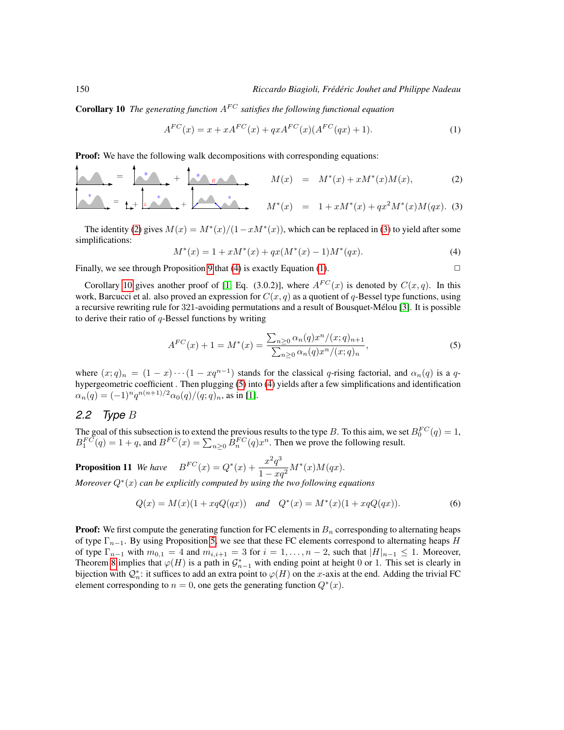**Corollary 10** *The generating function $A^{FC}$ satisfies the following functional equation*

$$A^{FC}(x) = x + xA^{FC}(x) + qxA^{FC}(x)(A^{FC}(qx) + 1). \tag{1}$$

**Proof:** We have the following walk decompositions with corresponding equations:

$$M(x) = M^*(x) + xM^*(x)M(x), \tag{2}$$

$$M^*(x) = 1 + xM^*(x) + qx^2M^*(x)M(qx). \tag{3}$$

The identity (2) gives $M(x) = M^*(x)/(1 - xM^*(x))$, which can be replaced in (3) to yield after some simplifications:

$$M^*(x) = 1 + xM^*(x) + qx(M^*(x) - 1)M^*(qx). \tag{4}$$

Finally, we see through Proposition 9 that (4) is exactly Equation (1). □

Corollary 10 gives another proof of [1, Eq. (3.0.2)], where $A^{FC}(x)$ is denoted by $C(x, q)$. In this work, Barcucci et al. also proved an expression for $C(x, q)$ as a quotient of $q$-Bessel type functions, using a recursive rewriting rule for 321-avoiding permutations and a result of Bousquet-Mélou [3]. It is possible to derive their ratio of $q$-Bessel functions by writing

$$A^{FC}(x) + 1 = M^*(x) = \frac{\sum_{n\geq 0} \alpha_n(q)x^n/(x;q)_{n+1}}{\sum_{n\geq 0} \alpha_n(q)x^n/(x;q)_n}, \tag{5}$$

where $(x;q)_n = (1-x)\cdots(1-xq^{n-1})$ stands for the classical $q$-rising factorial, and $\alpha_n(q)$ is a $q$-hypergeometric coefficient . Then plugging (5) into (4) yields after a few simplifications and identification $\alpha_n(q) = (-1)^n q^{n(n+1)/2}\alpha_0(q)/(q;q)_n$, as in [1].

## 2.2 Type $B$

The goal of this subsection is to extend the previous results to the type $B$. To this aim, we set $B_0^{FC}(q) = 1$, $B_1^{FC}(q) = 1 + q$, and $B^{FC}(x) = \sum_{n\geq 0} B_n^{FC}(q)x^n$. Then we prove the following result.

**Proposition 11** *We have* $\quad B^{FC}(x) = Q^*(x) + \dfrac{x^2q^3}{1 - xq^2}M^*(x)M(qx).$

*Moreover $Q^*(x)$ can be explicitly computed by using the two following equations*

$$Q(x) = M(x)(1 + xqQ(qx)) \quad \textit{and} \quad Q^*(x) = M^*(x)(1 + xqQ(qx)). \tag{6}$$

**Proof:** We first compute the generating function for FC elements in $B_n$ corresponding to alternating heaps of type $\Gamma_{n-1}$. By using Proposition 5, we see that these FC elements correspond to alternating heaps $H$ of type $\Gamma_{n-1}$ with $m_{0,1} = 4$ and $m_{i,i+1} = 3$ for $i = 1, \ldots, n-2$, such that $|H|_{n-1} \leq 1$. Moreover, Theorem 8 implies that $\varphi(H)$ is a path in $\mathcal{G}_{n-1}^*$ with ending point at height 0 or 1. This set is clearly in bijection with $\mathcal{Q}_n^*$: it suffices to add an extra point to $\varphi(H)$ on the $x$-axis at the end. Adding the trivial FC element corresponding to $n = 0$, one gets the generating function $Q^*(x)$.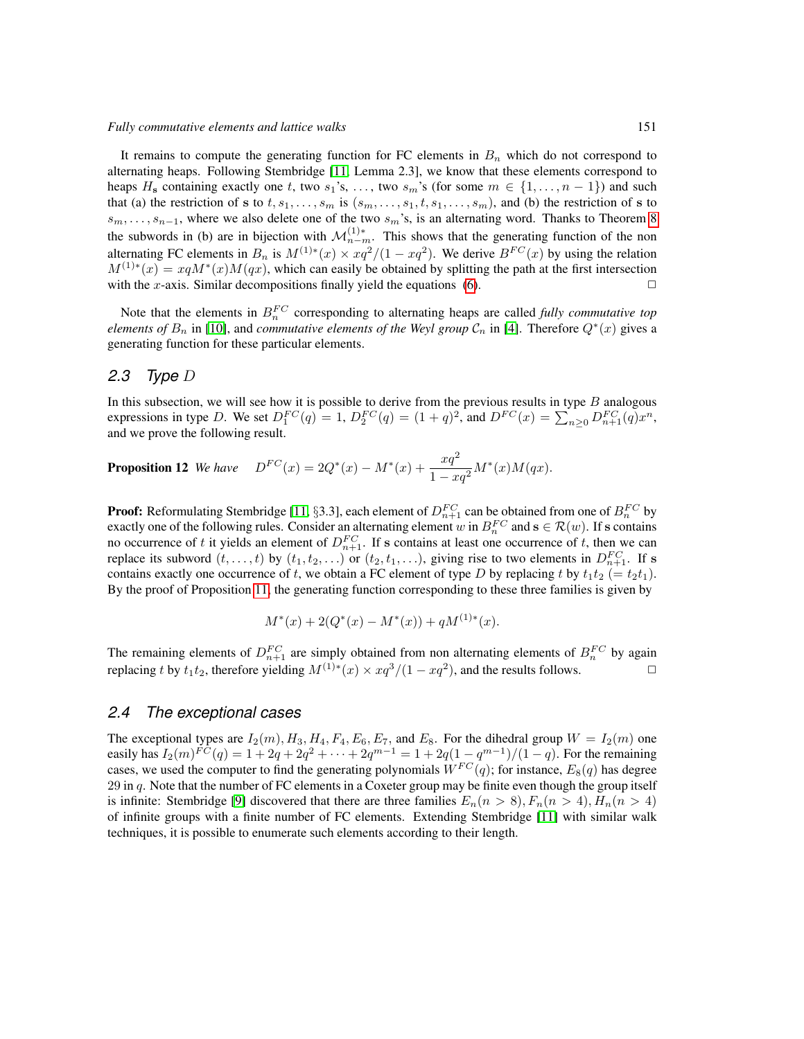It remains to compute the generating function for FC elements in $B_n$ which do not correspond to alternating heaps. Following Stembridge [11, Lemma 2.3], we know that these elements correspond to heaps $H_{\mathbf{s}}$ containing exactly one $t$, two $s_1$'s, ..., two $s_m$'s (for some $m \in \{1, \ldots, n-1\}$) and such that (a) the restriction of $\mathbf{s}$ to $t, s_1, \ldots, s_m$ is $(s_m, \ldots, s_1, t, s_1, \ldots, s_m)$, and (b) the restriction of $\mathbf{s}$ to $s_m, \ldots, s_{n-1}$, where we also delete one of the two $s_m$'s, is an alternating word. Thanks to Theorem 8 the subwords in (b) are in bijection with $\mathcal{M}_{n-m}^{(1)*}$. This shows that the generating function of the non alternating FC elements in $B_n$ is $M^{(1)*}(x) \times xq^2/(1-xq^2)$. We derive $B^{FC}(x)$ by using the relation $M^{(1)*}(x) = xqM^*(x)M(qx)$, which can easily be obtained by splitting the path at the first intersection with the $x$-axis. Similar decompositions finally yield the equations (6). □

Note that the elements in $B_n^{FC}$ corresponding to alternating heaps are called *fully commutative top elements of* $B_n$ in [10], and *commutative elements of the Weyl group* $\mathcal{C}_n$ in [4]. Therefore $Q^*(x)$ gives a generating function for these particular elements.

## 2.3 Type $D$

In this subsection, we will see how it is possible to derive from the previous results in type $B$ analogous expressions in type $D$. We set $D_1^{FC}(q) = 1$, $D_2^{FC}(q) = (1+q)^2$, and $D^{FC}(x) = \sum_{n\geq 0} D_{n+1}^{FC}(q)x^n$, and we prove the following result.

**Proposition 12** *We have* 
$$D^{FC}(x) = 2Q^*(x) - M^*(x) + \frac{xq^2}{1-xq^2}M^*(x)M(qx).$$

**Proof:** Reformulating Stembridge [11, §3.3], each element of $D_{n+1}^{FC}$ can be obtained from one of $B_n^{FC}$ by exactly one of the following rules. Consider an alternating element $w$ in $B_n^{FC}$ and $\mathbf{s} \in \mathcal{R}(w)$. If $\mathbf{s}$ contains no occurrence of $t$ it yields an element of $D_{n+1}^{FC}$. If $\mathbf{s}$ contains at least one occurrence of $t$, then we can replace its subword $(t, \ldots, t)$ by $(t_1, t_2, \ldots)$ or $(t_2, t_1, \ldots)$, giving rise to two elements in $D_{n+1}^{FC}$. If $\mathbf{s}$ contains exactly one occurrence of $t$, we obtain a FC element of type $D$ by replacing $t$ by $t_1t_2$ $(= t_2t_1)$. By the proof of Proposition 11, the generating function corresponding to these three families is given by

$$M^*(x) + 2(Q^*(x) - M^*(x)) + qM^{(1)*}(x).$$

The remaining elements of $D_{n+1}^{FC}$ are simply obtained from non alternating elements of $B_n^{FC}$ by again replacing $t$ by $t_1t_2$, therefore yielding $M^{(1)*}(x) \times xq^3/(1-xq^2)$, and the results follows. □

## 2.4 The exceptional cases

The exceptional types are $I_2(m), H_3, H_4, F_4, E_6, E_7$, and $E_8$. For the dihedral group $W = I_2(m)$ one easily has $I_2(m)^{FC}(q) = 1 + 2q + 2q^2 + \cdots + 2q^{m-1} = 1 + 2q(1-q^{m-1})/(1-q)$. For the remaining cases, we used the computer to find the generating polynomials $W^{FC}(q)$; for instance, $E_8(q)$ has degree 29 in $q$. Note that the number of FC elements in a Coxeter group may be finite even though the group itself is infinite: Stembridge [9] discovered that there are three families $E_n(n > 8), F_n(n > 4), H_n(n > 4)$ of infinite groups with a finite number of FC elements. Extending Stembridge [11] with similar walk techniques, it is possible to enumerate such elements according to their length.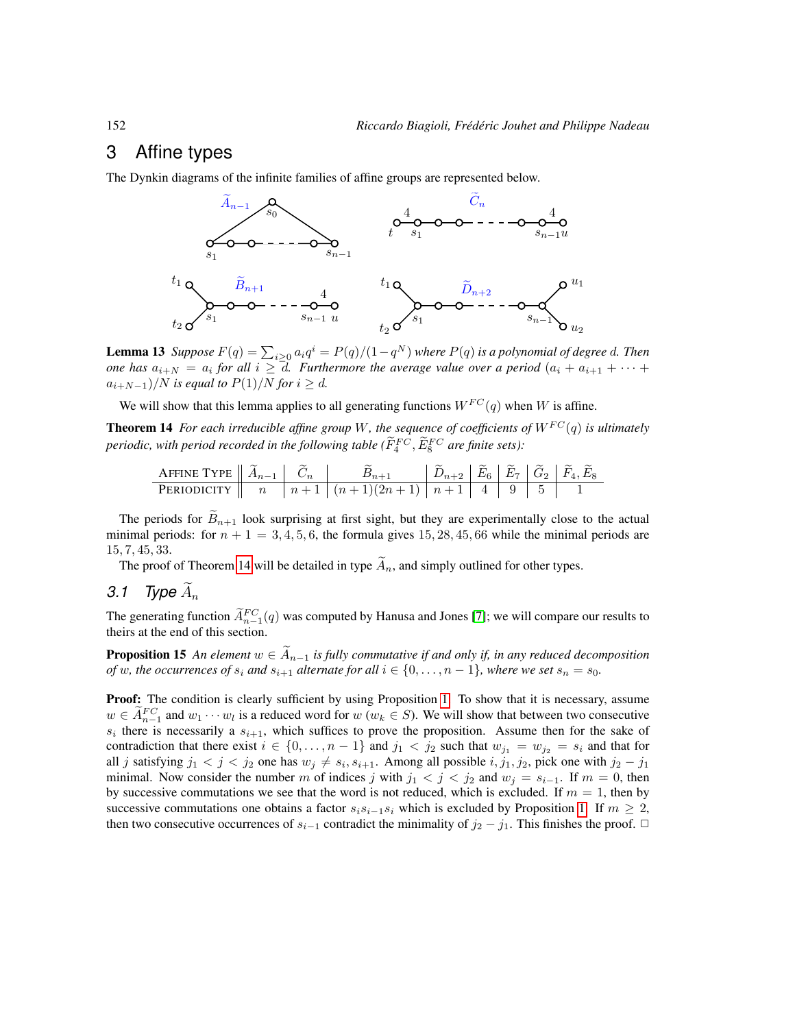## 3 Affine types

The Dynkin diagrams of the infinite families of affine groups are represented below.

**Lemma 13** *Suppose $F(q) = \sum_{i \geq 0} a_i q^i = P(q)/(1-q^N)$ where $P(q)$ is a polynomial of degree $d$. Then one has $a_{i+N} = a_i$ for all $i \geq d$. Furthermore the average value over a period $(a_i + a_{i+1} + \cdots + a_{i+N-1})/N$ is equal to $P(1)/N$ for $i \geq d$.*

We will show that this lemma applies to all generating functions $W^{FC}(q)$ when $W$ is affine.

**Theorem 14** *For each irreducible affine group $W$, the sequence of coefficients of $W^{FC}(q)$ is ultimately periodic, with period recorded in the following table ($\widetilde{F}_4^{FC}, \widetilde{E}_8^{FC}$ are finite sets):*

| AFFINE TYPE | $\widetilde{A}_{n-1}$ | $\widetilde{C}_n$ | $\widetilde{B}_{n+1}$ | $\widetilde{D}_{n+2}$ | $\widetilde{E}_6$ | $\widetilde{E}_7$ | $\widetilde{G}_2$ | $\widetilde{F}_4, \widetilde{E}_8$ |
|---|---|---|---|---|---|---|---|---|
| PERIODICITY | $n$ | $n+1$ | $(n+1)(2n+1)$ | $n+1$ | 4 | 9 | 5 | 1 |

The periods for $\widetilde{B}_{n+1}$ look surprising at first sight, but they are experimentally close to the actual minimal periods: for $n+1 = 3, 4, 5, 6$, the formula gives $15, 28, 45, 66$ while the minimal periods are $15, 7, 45, 33$.

The proof of Theorem 14 will be detailed in type $\widetilde{A}_n$, and simply outlined for other types.

### 3.1 Type $\widetilde{A}_n$

The generating function $\widetilde{A}_{n-1}^{FC}(q)$ was computed by Hanusa and Jones [7]; we will compare our results to theirs at the end of this section.

**Proposition 15** *An element $w \in \widetilde{A}_{n-1}$ is fully commutative if and only if, in any reduced decomposition of $w$, the occurrences of $s_i$ and $s_{i+1}$ alternate for all $i \in \{0, \ldots, n-1\}$, where we set $s_n = s_0$.*

**Proof:** The condition is clearly sufficient by using Proposition 1. To show that it is necessary, assume $w \in \widetilde{A}_{n-1}^{FC}$ and $w_1 \cdots w_l$ is a reduced word for $w$ ($w_k \in S$). We will show that between two consecutive $s_i$ there is necessarily a $s_{i+1}$, which suffices to prove the proposition. Assume then for the sake of contradiction that there exist $i \in \{0, \ldots, n-1\}$ and $j_1 < j_2$ such that $w_{j_1} = w_{j_2} = s_i$ and that for all $j$ satisfying $j_1 < j < j_2$ one has $w_j \neq s_i, s_{i+1}$. Among all possible $i, j_1, j_2$, pick one with $j_2 - j_1$ minimal. Now consider the number $m$ of indices $j$ with $j_1 < j < j_2$ and $w_j = s_{i-1}$. If $m = 0$, then by successive commutations we see that the word is not reduced, which is excluded. If $m = 1$, then by successive commutations one obtains a factor $s_i s_{i-1} s_i$ which is excluded by Proposition 1. If $m \geq 2$, then two consecutive occurrences of $s_{i-1}$ contradict the minimality of $j_2 - j_1$. This finishes the proof. □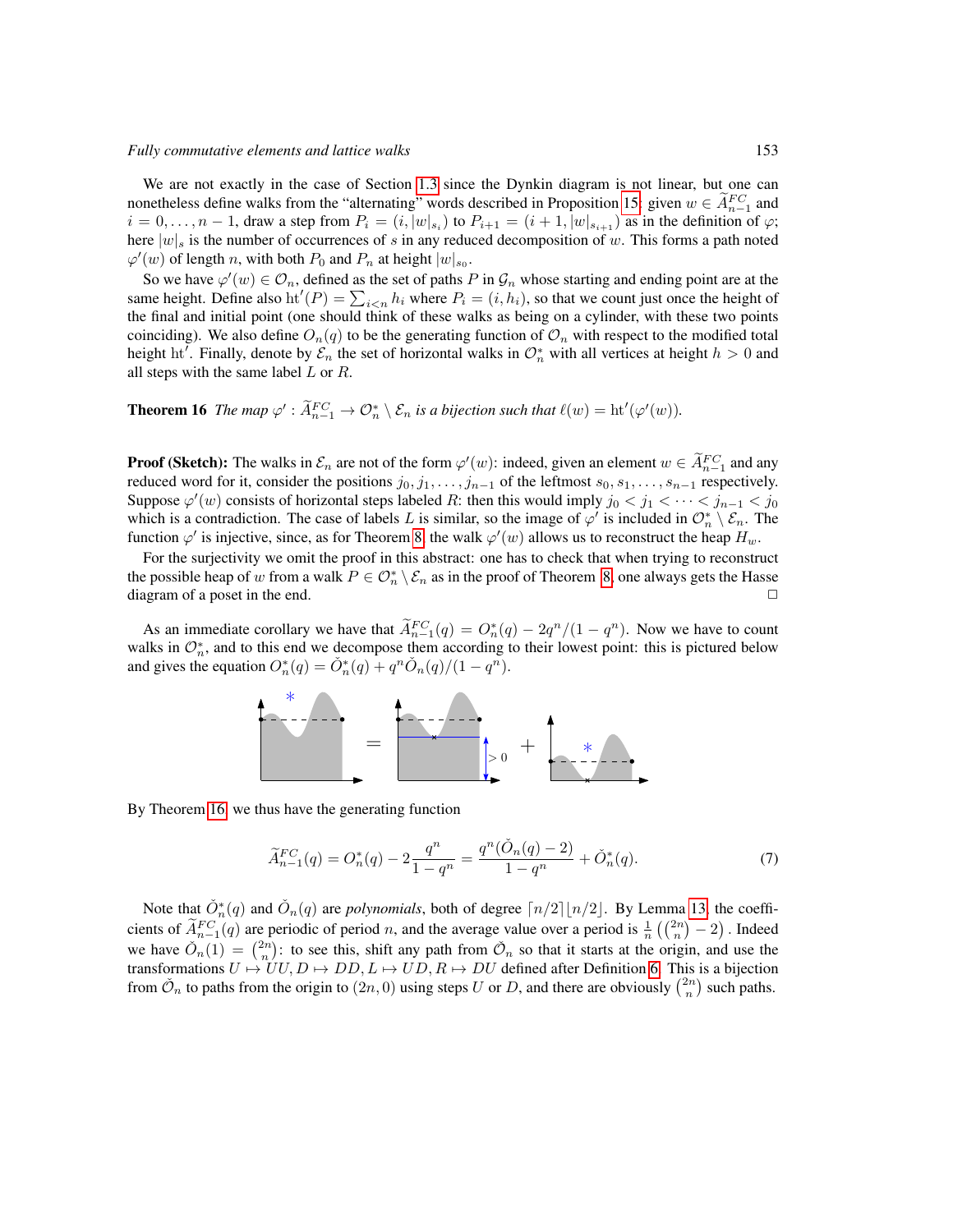We are not exactly in the case of Section 1.3 since the Dynkin diagram is not linear, but one can nonetheless define walks from the "alternating" words described in Proposition 15: given $w \in \widetilde{A}_{n-1}^{FC}$ and $i = 0, \ldots, n-1$, draw a step from $P_i = (i, |w|_{s_i})$ to $P_{i+1} = (i+1, |w|_{s_{i+1}})$ as in the definition of $\varphi$; here $|w|_s$ is the number of occurrences of $s$ in any reduced decomposition of $w$. This forms a path noted $\varphi'(w)$ of length $n$, with both $P_0$ and $P_n$ at height $|w|_{s_0}$.

So we have $\varphi'(w) \in \mathcal{O}_n$, defined as the set of paths $P$ in $\mathcal{G}_n$ whose starting and ending point are at the same height. Define also $\mathrm{ht}'(P) = \sum_{i<n} h_i$ where $P_i = (i, h_i)$, so that we count just once the height of the final and initial point (one should think of these walks as being on a cylinder, with these two points coinciding). We also define $O_n(q)$ to be the generating function of $\mathcal{O}_n$ with respect to the modified total height $\mathrm{ht}'$. Finally, denote by $\mathcal{E}_n$ the set of horizontal walks in $\mathcal{O}_n^*$ with all vertices at height $h > 0$ and all steps with the same label $L$ or $R$.

**Theorem 16** *The map* $\varphi' : \widetilde{A}_{n-1}^{FC} \to \mathcal{O}_n^* \setminus \mathcal{E}_n$ *is a bijection such that* $\ell(w) = \mathrm{ht}'(\varphi'(w))$.

**Proof (Sketch):** The walks in $\mathcal{E}_n$ are not of the form $\varphi'(w)$: indeed, given an element $w \in \widetilde{A}_{n-1}^{FC}$ and any reduced word for it, consider the positions $j_0, j_1, \ldots, j_{n-1}$ of the leftmost $s_0, s_1, \ldots, s_{n-1}$ respectively. Suppose $\varphi'(w)$ consists of horizontal steps labeled $R$: then this would imply $j_0 < j_1 < \cdots < j_{n-1} < j_0$ which is a contradiction. The case of labels $L$ is similar, so the image of $\varphi'$ is included in $\mathcal{O}_n^* \setminus \mathcal{E}_n$. The function $\varphi'$ is injective, since, as for Theorem 8, the walk $\varphi'(w)$ allows us to reconstruct the heap $H_w$.

For the surjectivity we omit the proof in this abstract: one has to check that when trying to reconstruct the possible heap of $w$ from a walk $P \in \mathcal{O}_n^* \setminus \mathcal{E}_n$ as in the proof of Theorem 8, one always gets the Hasse diagram of a poset in the end. $\square$

As an immediate corollary we have that $\widetilde{A}_{n-1}^{FC}(q) = O_n^*(q) - 2q^n/(1-q^n)$. Now we have to count walks in $\mathcal{O}_n^*$, and to this end we decompose them according to their lowest point: this is pictured below and gives the equation $O_n^*(q) = \check{O}_n^*(q) + q^n \check{O}_n(q)/(1-q^n)$.

By Theorem 16, we thus have the generating function

$$\widetilde{A}_{n-1}^{FC}(q) = O_n^*(q) - 2\frac{q^n}{1-q^n} = \frac{q^n(\check{O}_n(q) - 2)}{1-q^n} + \check{O}_n^*(q). \tag{7}$$

Note that $\check{O}_n^*(q)$ and $\check{O}_n(q)$ are *polynomials*, both of degree $\lceil n/2 \rceil \lfloor n/2 \rfloor$. By Lemma 13, the coefficients of $\widetilde{A}_{n-1}^{FC}(q)$ are periodic of period $n$, and the average value over a period is $\frac{1}{n}\left(\binom{2n}{n} - 2\right)$. Indeed we have $\check{O}_n(1) = \binom{2n}{n}$: to see this, shift any path from $\check{\mathcal{O}}_n$ so that it starts at the origin, and use the transformations $U \mapsto UU, D \mapsto DD, L \mapsto UD, R \mapsto DU$ defined after Definition 6. This is a bijection from $\check{\mathcal{O}}_n$ to paths from the origin to $(2n, 0)$ using steps $U$ or $D$, and there are obviously $\binom{2n}{n}$ such paths.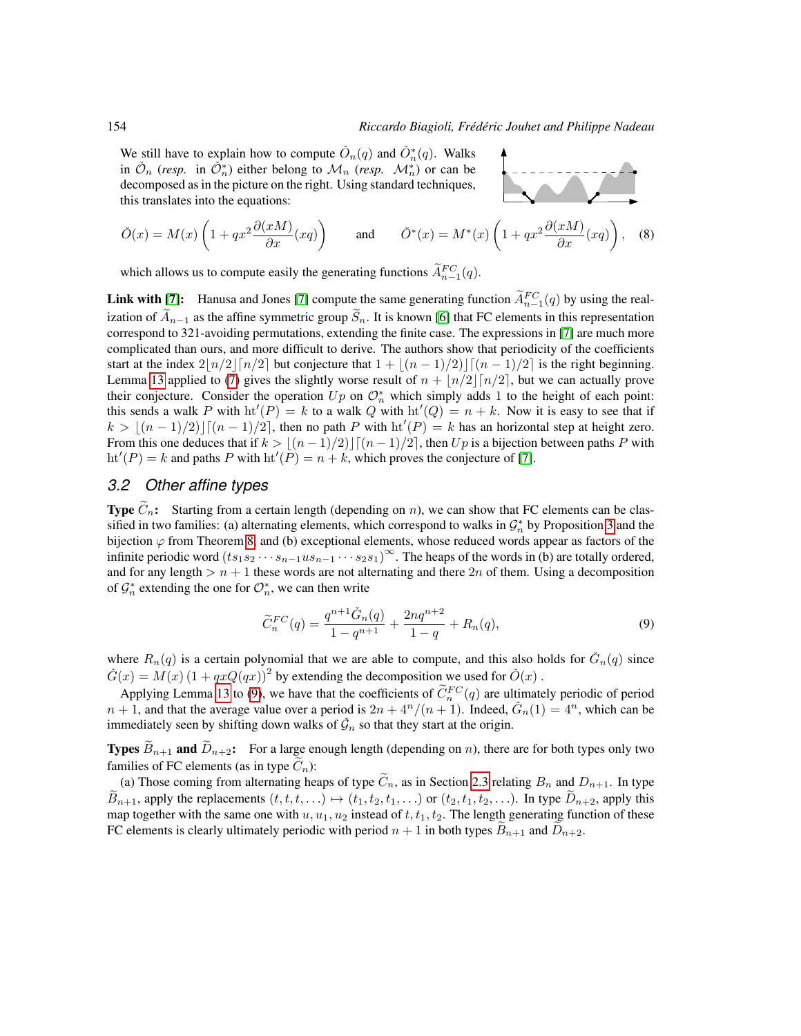We still have to explain how to compute $\check{O}_n(q)$ and $\check{O}^*_n(q)$. Walks in $\check{\mathcal{O}}_n$ (*resp.* in $\check{\mathcal{O}}^*_n$) either belong to $\mathcal{M}_n$ (*resp.* $\mathcal{M}^*_n$) or can be decomposed as in the picture on the right. Using standard techniques, this translates into the equations:

$$\check{O}(x) = M(x)\left(1 + qx^2 \frac{\partial(xM)}{\partial x}(xq)\right) \qquad \text{and} \qquad \check{O}^*(x) = M^*(x)\left(1 + qx^2 \frac{\partial(xM)}{\partial x}(xq)\right), \quad (8)$$

which allows us to compute easily the generating functions $\widetilde{A}^{FC}_{n-1}(q)$.

**Link with [7]:** Hanusa and Jones [7] compute the same generating function $\widetilde{A}^{FC}_{n-1}(q)$ by using the realization of $\widetilde{A}_{n-1}$ as the affine symmetric group $\widetilde{S}_n$. It is known [6] that FC elements in this representation correspond to 321-avoiding permutations, extending the finite case. The expressions in [7] are much more complicated than ours, and more difficult to derive. The authors show that periodicity of the coefficients start at the index $2\lfloor n/2\rfloor\lceil n/2\rceil$ but conjecture that $1 + \lfloor(n-1)/2)\rfloor\lceil(n-1)/2\rceil$ is the right beginning. Lemma 13 applied to (7) gives the slightly worse result of $n + \lfloor n/2\rfloor\lceil n/2\rceil$, but we can actually prove their conjecture. Consider the operation $Up$ on $\mathcal{O}^*_n$ which simply adds 1 to the height of each point: this sends a walk $P$ with $\mathrm{ht}'(P) = k$ to a walk $Q$ with $\mathrm{ht}'(Q) = n + k$. Now it is easy to see that if $k > \lfloor(n-1)/2)\rfloor\lceil(n-1)/2\rceil$, then no path $P$ with $\mathrm{ht}'(P) = k$ has an horizontal step at height zero. From this one deduces that if $k > \lfloor(n-1)/2)\rfloor\lceil(n-1)/2\rceil$, then $Up$ is a bijection between paths $P$ with $\mathrm{ht}'(P) = k$ and paths $P$ with $\mathrm{ht}'(P) = n + k$, which proves the conjecture of [7].

## 3.2 Other affine types

**Type $\widetilde{C}_n$:** Starting from a certain length (depending on $n$), we can show that FC elements can be classified in two families: (a) alternating elements, which correspond to walks in $\mathcal{G}^*_n$ by Proposition 3 and the bijection $\varphi$ from Theorem 8, and (b) exceptional elements, whose reduced words appear as factors of the infinite periodic word $(ts_1s_2\cdots s_{n-1}us_{n-1}\cdots s_2s_1)^\infty$. The heaps of the words in (b) are totally ordered, and for any length $> n+1$ these words are not alternating and there $2n$ of them. Using a decomposition of $\mathcal{G}^*_n$ extending the one for $\mathcal{O}^*_n$, we can then write

$$\widetilde{C}^{FC}_n(q) = \frac{q^{n+1}\check{G}_n(q)}{1 - q^{n+1}} + \frac{2nq^{n+2}}{1-q} + R_n(q), \quad (9)$$

where $R_n(q)$ is a certain polynomial that we are able to compute, and this also holds for $\check{G}_n(q)$ since $\check{G}(x) = M(x)\left(1 + qxQ(qx)\right)^2$ by extending the decomposition we used for $\check{O}(x)$.

Applying Lemma 13 to (9), we have that the coefficients of $\widetilde{C}^{FC}_n(q)$ are ultimately periodic of period $n+1$, and that the average value over a period is $2n + 4^n/(n+1)$. Indeed, $\check{G}_n(1) = 4^n$, which can be immediately seen by shifting down walks of $\check{\mathcal{G}}_n$ so that they start at the origin.

**Types $\widetilde{B}_{n+1}$ and $\widetilde{D}_{n+2}$:** For a large enough length (depending on $n$), there are for both types only two families of FC elements (as in type $\widetilde{C}_n$):

(a) Those coming from alternating heaps of type $\widetilde{C}_n$, as in Section 2.3 relating $B_n$ and $D_{n+1}$. In type $\widetilde{B}_{n+1}$, apply the replacements $(t, t, t, \ldots) \mapsto (t_1, t_2, t_1, \ldots)$ or $(t_2, t_1, t_2, \ldots)$. In type $\widetilde{D}_{n+2}$, apply this map together with the same one with $u, u_1, u_2$ instead of $t, t_1, t_2$. The length generating function of these FC elements is clearly ultimately periodic with period $n+1$ in both types $\widetilde{B}_{n+1}$ and $\widetilde{D}_{n+2}$.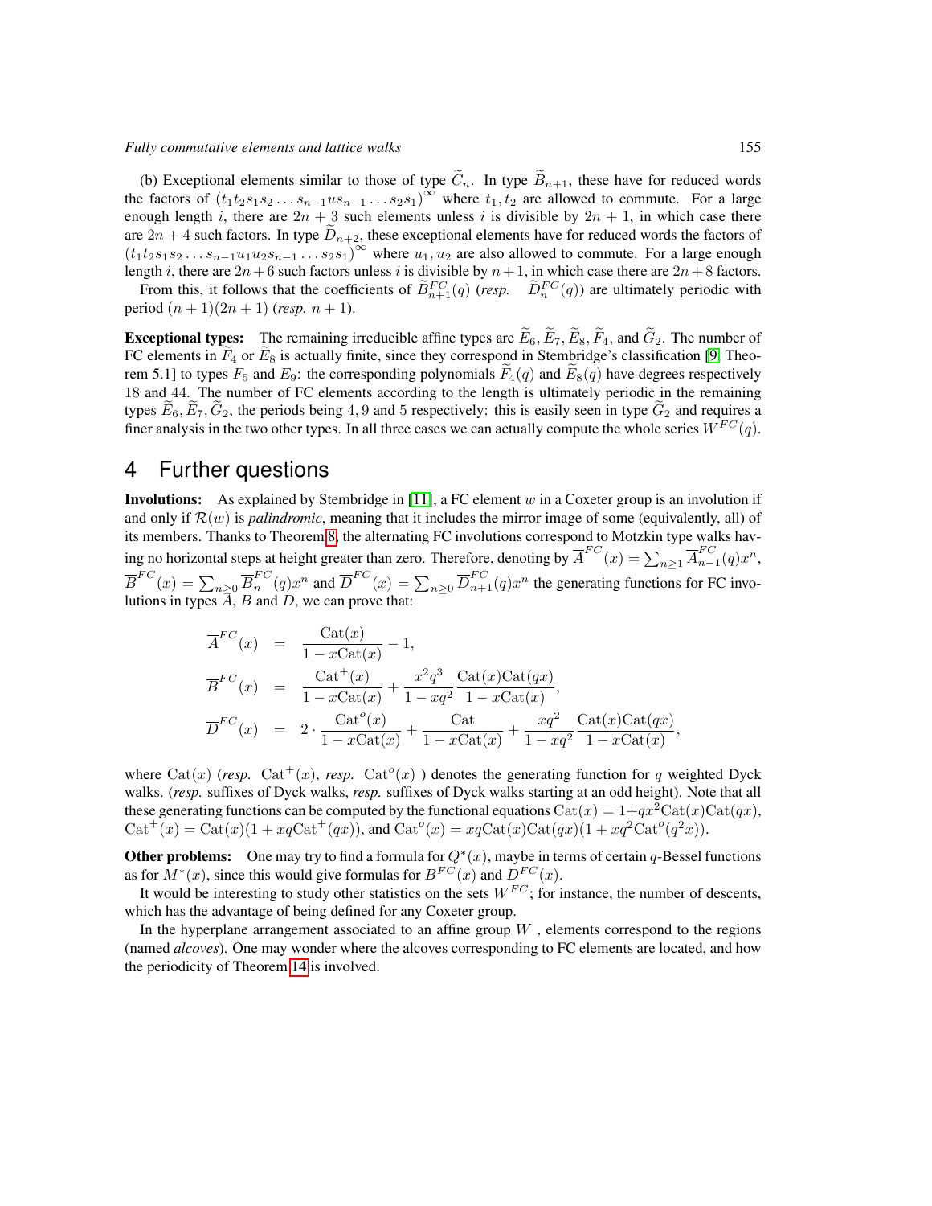(b) Exceptional elements similar to those of type $\widetilde{C}_n$. In type $\widetilde{B}_{n+1}$, these have for reduced words the factors of $(t_1t_2s_1s_2\dots s_{n-1}us_{n-1}\dots s_2s_1)^\infty$ where $t_1, t_2$ are allowed to commute. For a large enough length $i$, there are $2n+3$ such elements unless $i$ is divisible by $2n+1$, in which case there are $2n+4$ such factors. In type $\widetilde{D}_{n+2}$, these exceptional elements have for reduced words the factors of $(t_1t_2s_1s_2\dots s_{n-1}u_1u_2s_{n-1}\dots s_2s_1)^\infty$ where $u_1, u_2$ are also allowed to commute. For a large enough length $i$, there are $2n+6$ such factors unless $i$ is divisible by $n+1$, in which case there are $2n+8$ factors.

From this, it follows that the coefficients of $\widetilde{B}^{FC}_{n+1}(q)$ (*resp.* $\widetilde{D}^{FC}_n(q)$) are ultimately periodic with period $(n+1)(2n+1)$ (*resp.* $n+1$).

**Exceptional types:** The remaining irreducible affine types are $\widetilde{E}_6, \widetilde{E}_7, \widetilde{E}_8, \widetilde{F}_4$, and $\widetilde{G}_2$. The number of FC elements in $\widetilde{F}_4$ or $\widetilde{E}_8$ is actually finite, since they correspond in Stembridge's classification [9, Theorem 5.1] to types $F_5$ and $E_9$: the corresponding polynomials $\widetilde{F}_4(q)$ and $\widetilde{E}_8(q)$ have degrees respectively 18 and 44. The number of FC elements according to the length is ultimately periodic in the remaining types $\widetilde{E}_6, \widetilde{E}_7, \widetilde{G}_2$, the periods being $4, 9$ and $5$ respectively: this is easily seen in type $\widetilde{G}_2$ and requires a finer analysis in the two other types. In all three cases we can actually compute the whole series $W^{FC}(q)$.

# 4 Further questions

**Involutions:** As explained by Stembridge in [11], a FC element $w$ in a Coxeter group is an involution if and only if $\mathcal{R}(w)$ is *palindromic*, meaning that it includes the mirror image of some (equivalently, all) of its members. Thanks to Theorem 8, the alternating FC involutions correspond to Motzkin type walks having no horizontal steps at height greater than zero. Therefore, denoting by $\overline{A}^{FC}(x) = \sum_{n\geq 1} \overline{A}^{FC}_{n-1}(q)x^n$, $\overline{B}^{FC}(x) = \sum_{n\geq 0} \overline{B}^{FC}_n(q)x^n$ and $\overline{D}^{FC}(x) = \sum_{n\geq 0} \overline{D}^{FC}_{n+1}(q)x^n$ the generating functions for FC involutions in types $A$, $B$ and $D$, we can prove that:

$$
\begin{aligned}
\overline{A}^{FC}(x) &= \frac{\mathrm{Cat}(x)}{1-x\mathrm{Cat}(x)} - 1,\\
\overline{B}^{FC}(x) &= \frac{\mathrm{Cat}^{+}(x)}{1-x\mathrm{Cat}(x)} + \frac{x^2q^3}{1-xq^2}\frac{\mathrm{Cat}(x)\mathrm{Cat}(qx)}{1-x\mathrm{Cat}(x)},\\
\overline{D}^{FC}(x) &= 2\cdot\frac{\mathrm{Cat}^{o}(x)}{1-x\mathrm{Cat}(x)} + \frac{\mathrm{Cat}}{1-x\mathrm{Cat}(x)} + \frac{xq^2}{1-xq^2}\frac{\mathrm{Cat}(x)\mathrm{Cat}(qx)}{1-x\mathrm{Cat}(x)},
\end{aligned}
$$

where $\mathrm{Cat}(x)$ (*resp.* $\mathrm{Cat}^{+}(x)$, *resp.* $\mathrm{Cat}^{o}(x)$ ) denotes the generating function for $q$ weighted Dyck walks. (*resp.* suffixes of Dyck walks, *resp.* suffixes of Dyck walks starting at an odd height). Note that all these generating functions can be computed by the functional equations $\mathrm{Cat}(x) = 1+qx^2\mathrm{Cat}(x)\mathrm{Cat}(qx)$, $\mathrm{Cat}^{+}(x) = \mathrm{Cat}(x)(1+xq\mathrm{Cat}^{+}(qx))$, and $\mathrm{Cat}^{o}(x) = xq\mathrm{Cat}(x)\mathrm{Cat}(qx)(1+xq^2\mathrm{Cat}^{o}(q^2x))$.

**Other problems:** One may try to find a formula for $Q^*(x)$, maybe in terms of certain $q$-Bessel functions as for $M^*(x)$, since this would give formulas for $B^{FC}(x)$ and $D^{FC}(x)$.

It would be interesting to study other statistics on the sets $W^{FC}$; for instance, the number of descents, which has the advantage of being defined for any Coxeter group.

In the hyperplane arrangement associated to an affine group $W$ , elements correspond to the regions (named *alcoves*). One may wonder where the alcoves corresponding to FC elements are located, and how the periodicity of Theorem 14 is involved.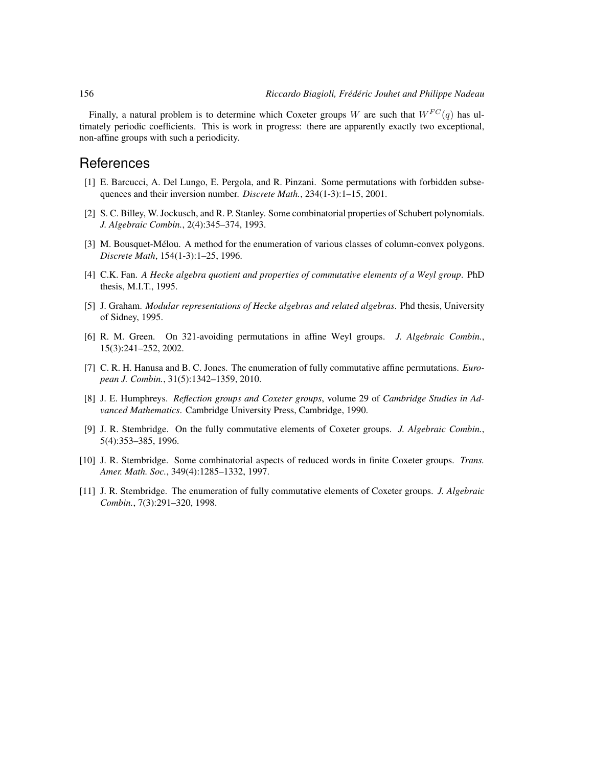Finally, a natural problem is to determine which Coxeter groups $W$ are such that $W^{FC}(q)$ has ultimately periodic coefficients. This is work in progress: there are apparently exactly two exceptional, non-affine groups with such a periodicity.

# References

[1] E. Barcucci, A. Del Lungo, E. Pergola, and R. Pinzani. Some permutations with forbidden subsequences and their inversion number. *Discrete Math.*, 234(1-3):1–15, 2001.

[2] S. C. Billey, W. Jockusch, and R. P. Stanley. Some combinatorial properties of Schubert polynomials. *J. Algebraic Combin.*, 2(4):345–374, 1993.

[3] M. Bousquet-Mélou. A method for the enumeration of various classes of column-convex polygons. *Discrete Math*, 154(1-3):1–25, 1996.

[4] C.K. Fan. *A Hecke algebra quotient and properties of commutative elements of a Weyl group*. PhD thesis, M.I.T., 1995.

[5] J. Graham. *Modular representations of Hecke algebras and related algebras*. Phd thesis, University of Sidney, 1995.

[6] R. M. Green. On 321-avoiding permutations in affine Weyl groups. *J. Algebraic Combin.*, 15(3):241–252, 2002.

[7] C. R. H. Hanusa and B. C. Jones. The enumeration of fully commutative affine permutations. *European J. Combin.*, 31(5):1342–1359, 2010.

[8] J. E. Humphreys. *Reflection groups and Coxeter groups*, volume 29 of *Cambridge Studies in Advanced Mathematics*. Cambridge University Press, Cambridge, 1990.

[9] J. R. Stembridge. On the fully commutative elements of Coxeter groups. *J. Algebraic Combin.*, 5(4):353–385, 1996.

[10] J. R. Stembridge. Some combinatorial aspects of reduced words in finite Coxeter groups. *Trans. Amer. Math. Soc.*, 349(4):1285–1332, 1997.

[11] J. R. Stembridge. The enumeration of fully commutative elements of Coxeter groups. *J. Algebraic Combin.*, 7(3):291–320, 1998.